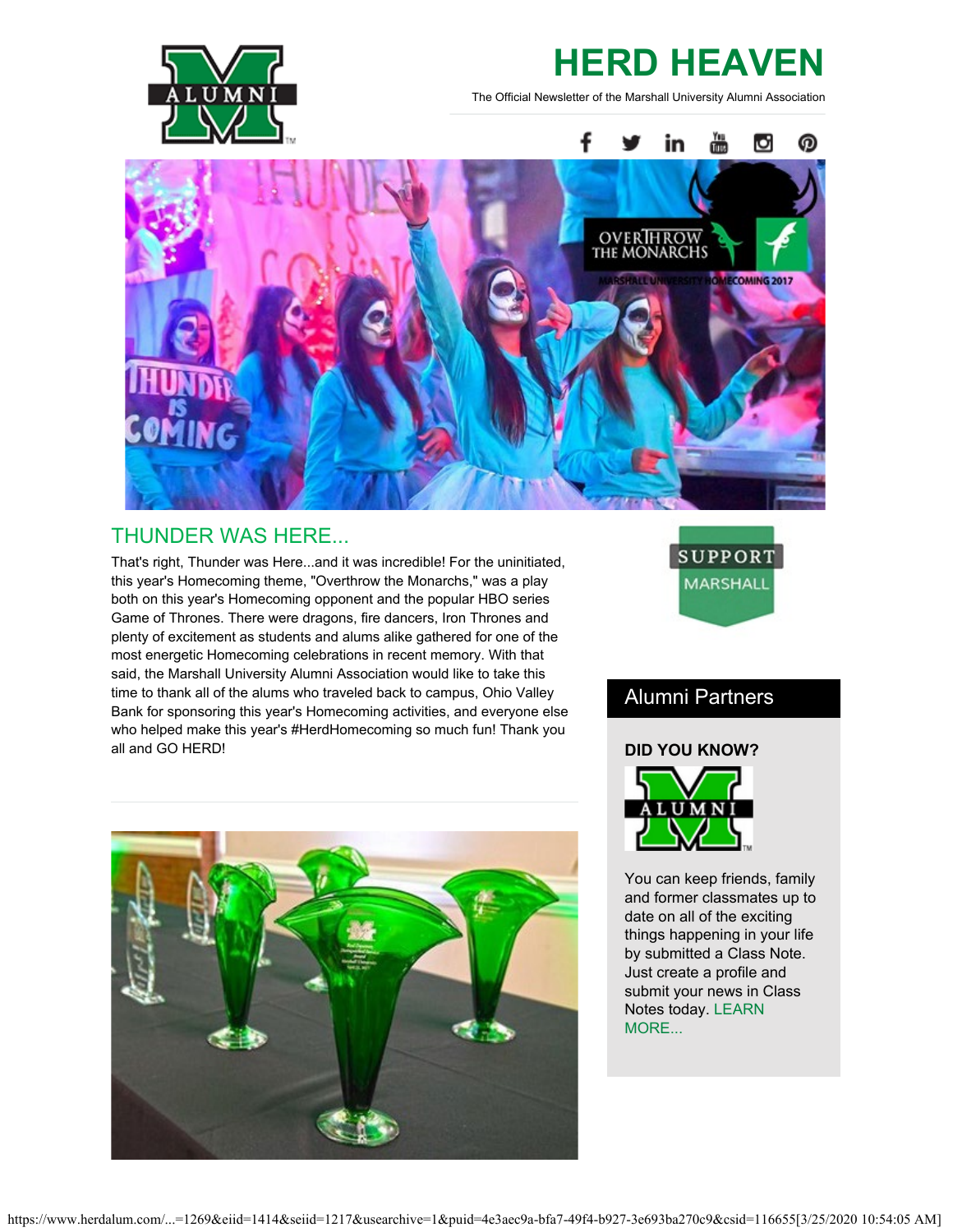# HERD HEAVEN

The Official Newsletter of the Marshall University Alumni Association

## THUNDER WAS HERE...

That's right, Thunder was Here...and it was incredible! For the uninitiated, this year's Homecoming theme, "Overthrow the Monarchs," was a play both on this year's Homecoming opponent and the popular HBO series Game of Thrones. There were dragons, fire dancers, Iron Thrones and plenty of excitement as students and alums alike gathered for one of the most energetic Homecoming celebrations in recent memory. With that said, the Marshall University Alumni Association would like to take this time to thank all of the alums who traveled back to campus, Ohio Valley Bank for sponsoring this year's Homecoming activities, and everyone else who helped make this year's #HerdHomecoming so much fun! Thank you all and GO HERD!

SUPPORT MARSHALL

## Alumni Partners

**DID YOU KNOW?**

You can keep friends, family and former classmates up to date on all of the exciting things happening in your life by submitted a Class Note. Just create a profile and submit your news in Class Notes today. LEARN MORE...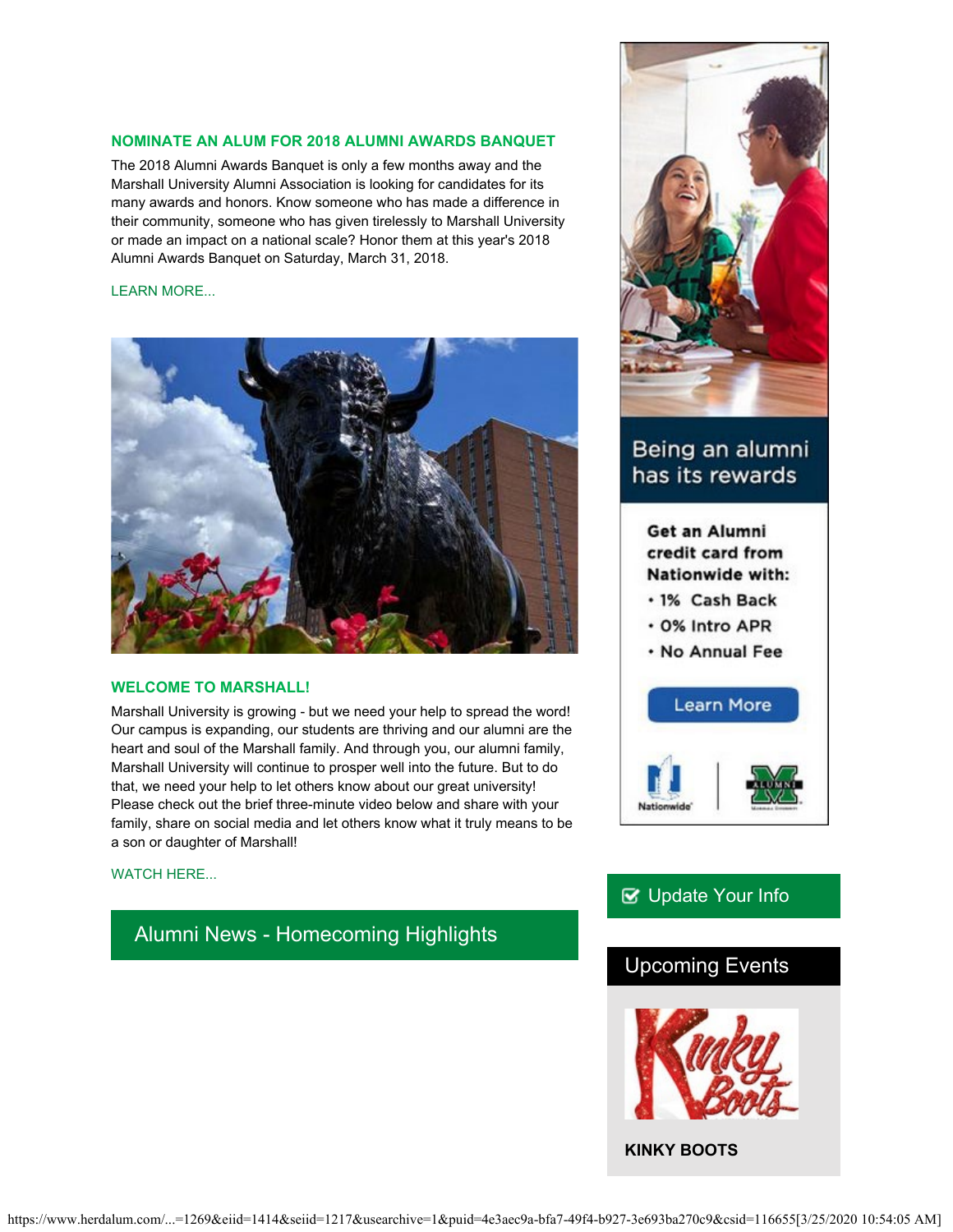## NOMINATE AN ALUM FOR 2018 ALUMNI AWARDS BANQUET

The 2018 Alumni Awards Banquet is only a few months away and the Marshall University Alumni Association is looking for candidates for its many awards and honors. Know someone who has made a difference in their community, someone who has given tirelessly to Marshall University or made an impact on a national scale? Honor them at this year's 2018 Alumni Awards Banquet on Saturday, March 31, 2018.

LEARN MORE...

## WELCOME TO MARSHALL!

Marshall University is growing - but we need your help to spread the word! Our campus is expanding, our students are thriving and our alumni are the heart and soul of the Marshall family. And through you, our alumni family, Marshall University will continue to prosper well into the future. But to do that, we need your help to let others know about our great university! Please check out the brief three-minute video below and share with your family, share on social media and let others know what it truly means to be a son or daughter of Marshall!

WATCH HERE...

## Alumni News - Homecoming Highlights

Being an alumni has its rewards

Get an Alumni credit card from Nationwide with:

- 1% Cash Back
- 0% Intro APR
- No Annual Fee

Learn More

Update Your Info

## Upcoming Events

**KINKY BOOTS**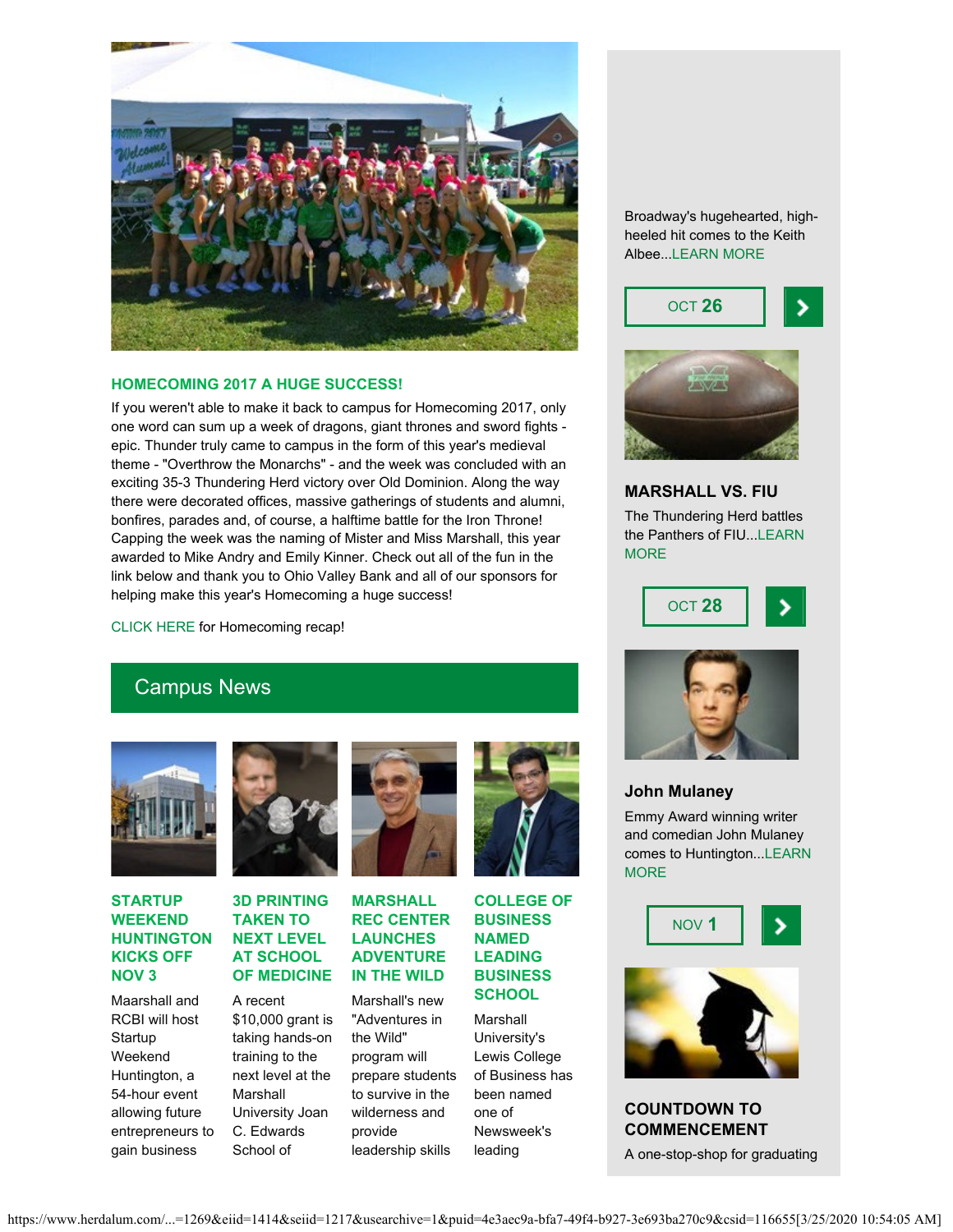### HOMECOMING 2017 A HUGE SUCCESS!

If you weren't able to make it back to campus for Homecoming 2017, only one word can sum up a week of dragons, giant thrones and sword fights - epic. Thunder truly came to campus in the form of this year's medieval theme - "Overthrow the Monarchs" - and the week was concluded with an exciting 35-3 Thundering Herd victory over Old Dominion. Along the way there were decorated offices, massive gatherings of students and alumni, bonfires, parades and, of course, a halftime battle for the Iron Throne! Capping the week was the naming of Mister and Miss Marshall, this year awarded to Mike Andry and Emily Kinner. Check out all of the fun in the link below and thank you to Ohio Valley Bank and all of our sponsors for helping make this year's Homecoming a huge success!

CLICK HERE for Homecoming recap!

## Campus News

### STARTUP WEEKEND HUNTINGTON KICKS OFF NOV 3

Maarshall and RCBI will host Startup Weekend Huntington, a 54-hour event allowing future entrepreneurs to gain business

### 3D PRINTING TAKEN TO NEXT LEVEL AT SCHOOL OF MEDICINE

A recent $10,000 grant is taking hands-on training to the next level at the Marshall University Joan C. Edwards School of

### MARSHALL REC CENTER LAUNCHES ADVENTURE IN THE WILD

Marshall's new "Adventures in the Wild" program will prepare students to survive in the wilderness and provide leadership skills

### COLLEGE OF BUSINESS NAMED LEADING BUSINESS SCHOOL

Marshall University's Lewis College of Business has been named one of Newsweek's leading

---

Broadway's hugehearted, high-heeled hit comes to the Keith Albee...LEARN MORE

OCT 26

### MARSHALL VS. FIU

The Thundering Herd battles the Panthers of FIU...LEARN MORE

OCT 28

### John Mulaney

Emmy Award winning writer and comedian John Mulaney comes to Huntington...LEARN MORE

NOV 1

### COUNTDOWN TO COMMENCEMENT

A one-stop-shop for graduating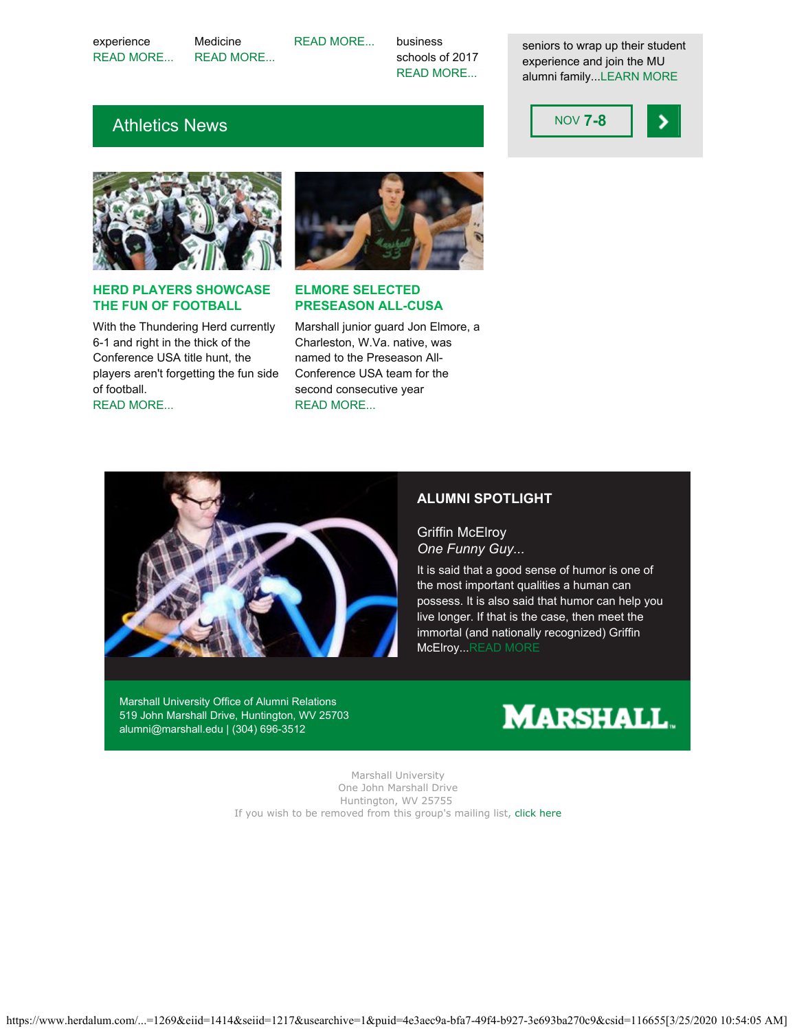experience
READ MORE...

Medicine
READ MORE...

READ MORE...

business schools of 2017
READ MORE...

seniors to wrap up their student experience and join the MU alumni family...LEARN MORE

NOV 7-8

## Athletics News

### HERD PLAYERS SHOWCASE THE FUN OF FOOTBALL

With the Thundering Herd currently 6-1 and right in the thick of the Conference USA title hunt, the players aren't forgetting the fun side of football.
READ MORE...

### ELMORE SELECTED PRESEASON ALL-CUSA

Marshall junior guard Jon Elmore, a Charleston, W.Va. native, was named to the Preseason All-Conference USA team for the second consecutive year
READ MORE...

### ALUMNI SPOTLIGHT

Griffin McElroy
*One Funny Guy...*

It is said that a good sense of humor is one of the most important qualities a human can possess. It is also said that humor can help you live longer. If that is the case, then meet the immortal (and nationally recognized) Griffin McElroy...READ MORE

Marshall University Office of Alumni Relations
519 John Marshall Drive, Huntington, WV 25703
alumni@marshall.edu | (304) 696-3512

MARSHALL

Marshall University
One John Marshall Drive
Huntington, WV 25755
If you wish to be removed from this group's mailing list, click here